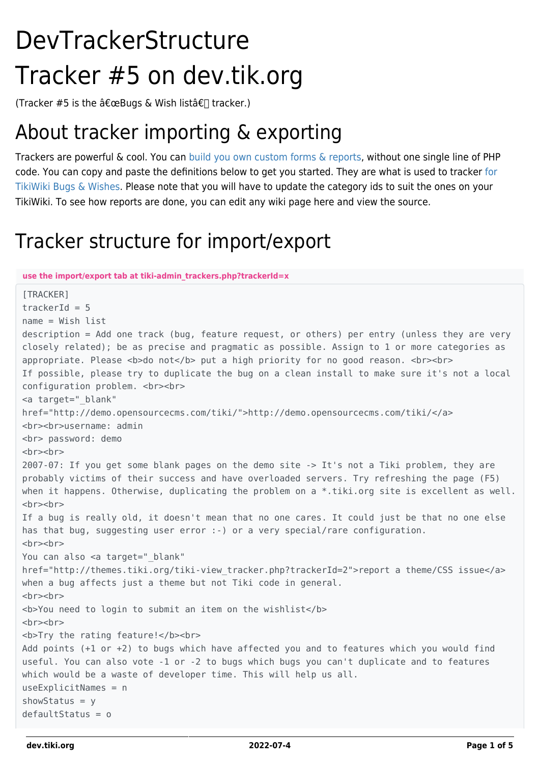# DevTrackerStructure

# Tracker #5 on dev.tik.org

(Tracker #5 is the â€œBugs & Wish listâ€ tracker.)

## About tracker importing & exporting

Trackers are powerful & cool. You can build you own custom forms & reports, without one single line of PHP code. You can copy and paste the definitions below to get you started. They are what is used to tracker for TikiWiki Bugs & Wishes. Please note that you will have to update the category ids to suit the ones on your TikiWiki. To see how reports are done, you can edit any wiki page here and view the source.

## Tracker structure for import/export

**use the import/export tab at tiki-admin_trackers.php?trackerId=x**

```
[TRACKER]
trackerId = 5
name = Wish list
description = Add one track (bug, feature request, or others) per entry (unless they are very
closely related); be as precise and pragmatic as possible. Assign to 1 or more categories as
appropriate. Please <b>do not</b> put a high priority for no good reason. <br><br>
If possible, please try to duplicate the bug on a clean install to make sure it's not a local
configuration problem. <br><br>
<a target="_blank"
href="http://demo.opensourcecms.com/tiki/">http://demo.opensourcecms.com/tiki/</a>
<br><br>username: admin
<br> password: demo
<br><br>
2007-07: If you get some blank pages on the demo site -> It's not a Tiki problem, they are
probably victims of their success and have overloaded servers. Try refreshing the page (F5)
when it happens. Otherwise, duplicating the problem on a *.tiki.org site is excellent as well.
<br><br>
If a bug is really old, it doesn't mean that no one cares. It could just be that no one else
has that bug, suggesting user error :-) or a very special/rare configuration.
<br><br>
You can also <a target="_blank"
href="http://themes.tiki.org/tiki-view_tracker.php?trackerId=2">report a theme/CSS issue</a>
when a bug affects just a theme but not Tiki code in general.
<br><br>
<b>You need to login to submit an item on the wishlist</b>
<br><br>
<b>Try the rating feature!</b><br>
Add points (+1 or +2) to bugs which have affected you and to features which you would find
useful. You can also vote -1 or -2 to bugs which bugs you can't duplicate and to features
which would be a waste of developer time. This will help us all.
useExplicitNames = n
showStatus = y
defaultStatus = o
```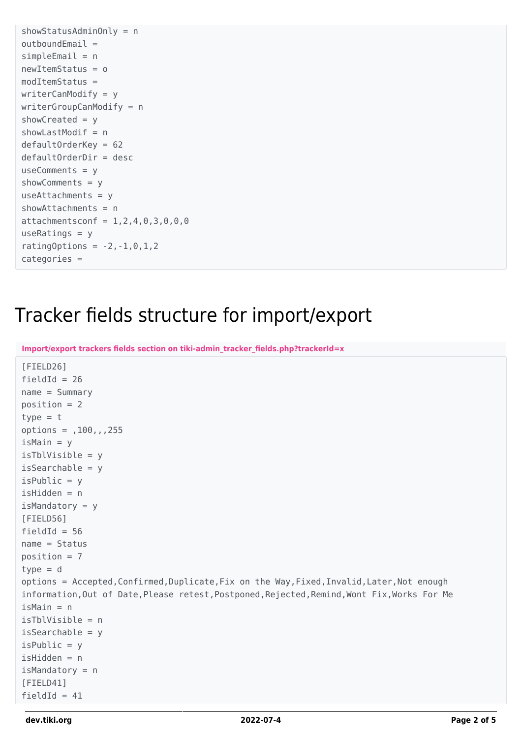```
showStatusAdminOnly = n
outboundEmail =
simpleEmail = n
newItemStatus = o
modItemStatus =
writerCanModify = y
writerGroupCanModify = n
showCreated = y
showLastModif = n
defaultOrderKey = 62
defaultOrderDir = desc
useComments = y
showComments = y
useAttachments = y
showAttachments = n
attachmentsconf = 1,2,4,0,3,0,0,0
useRatings = y
ratingOptions = -2,-1,0,1,2
categories =
```

# Tracker fields structure for import/export

**Import/export trackers fields section on tiki-admin_tracker_fields.php?trackerId=x**

```
[FIELD26]
fieldId = 26
name = Summary
position = 2
type = t
options = ,100,,,255
isMain = y
isTblVisible = y
isSearchable = y
isPublic = y
isHidden = n
isMandatory = y
[FIELD56]
fieldId = 56
name = Status
position = 7
type = d
options = Accepted,Confirmed,Duplicate,Fix on the Way,Fixed,Invalid,Later,Not enough information,Out of Date,Please retest,Postponed,Rejected,Remind,Wont Fix,Works For Me
isMain = n
isTblVisible = n
isSearchable = y
isPublic = y
isHidden = n
isMandatory = n
[FIELD41]
fieldId = 41
```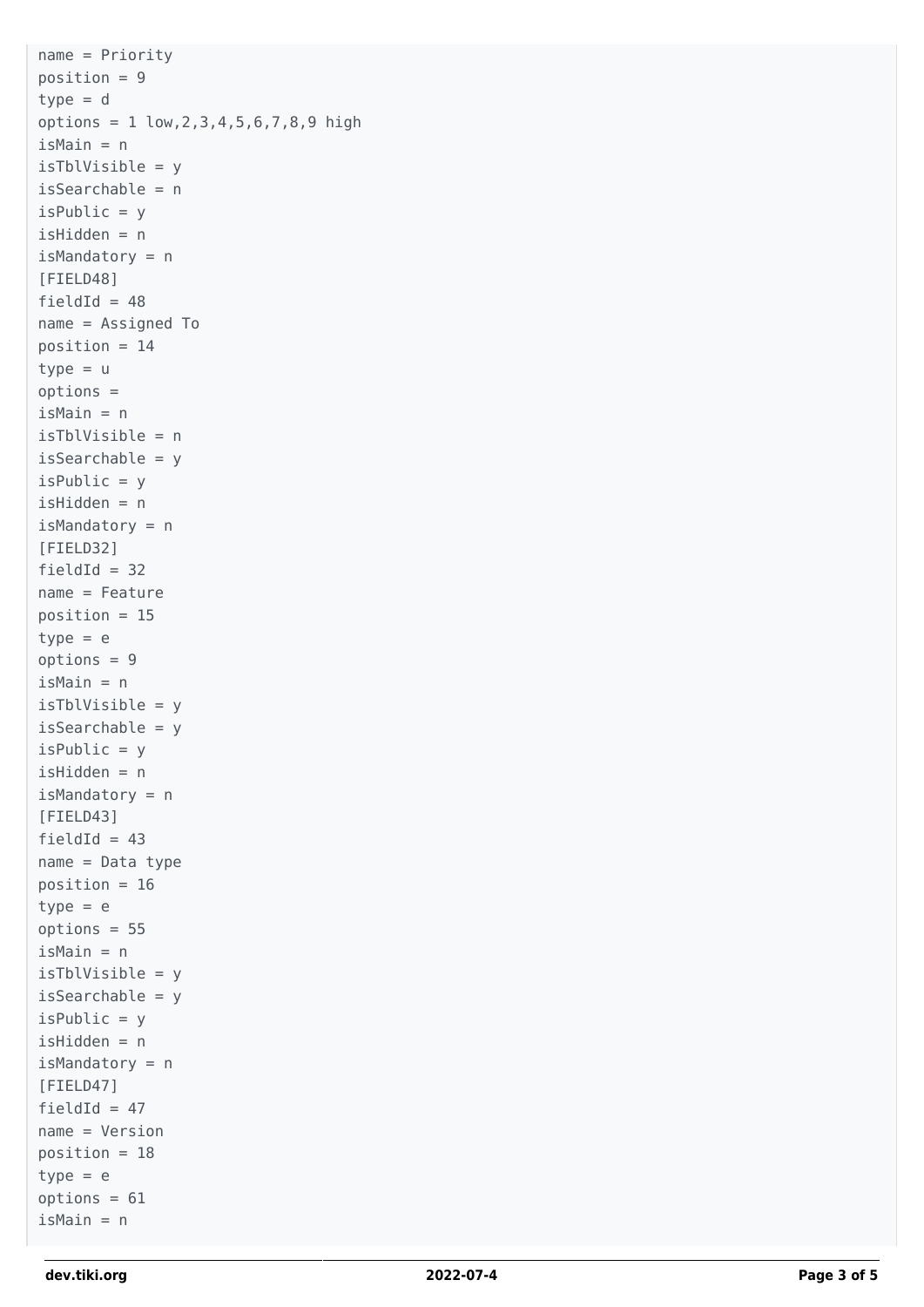```
name = Priority
position = 9
type = d
options = 1 low,2,3,4,5,6,7,8,9 high
isMain = n
isTblVisible = y
isSearchable = n
isPublic = y
isHidden = n
isMandatory = n
[FIELD48]
fieldId = 48
name = Assigned To
position = 14
type = u
options =
isMain = n
isTblVisible = n
isSearchable = y
isPublic = y
isHidden = n
isMandatory = n
[FIELD32]
fieldId = 32
name = Feature
position = 15
type = e
options = 9
isMain = n
isTblVisible = y
isSearchable = y
isPublic = y
isHidden = n
isMandatory = n
[FIELD43]
fieldId = 43
name = Data type
position = 16
type = e
options = 55
isMain = n
isTblVisible = y
isSearchable = y
isPublic = y
isHidden = n
isMandatory = n
[FIELD47]
fieldId = 47
name = Version
position = 18
type = e
options = 61
isMain = n
```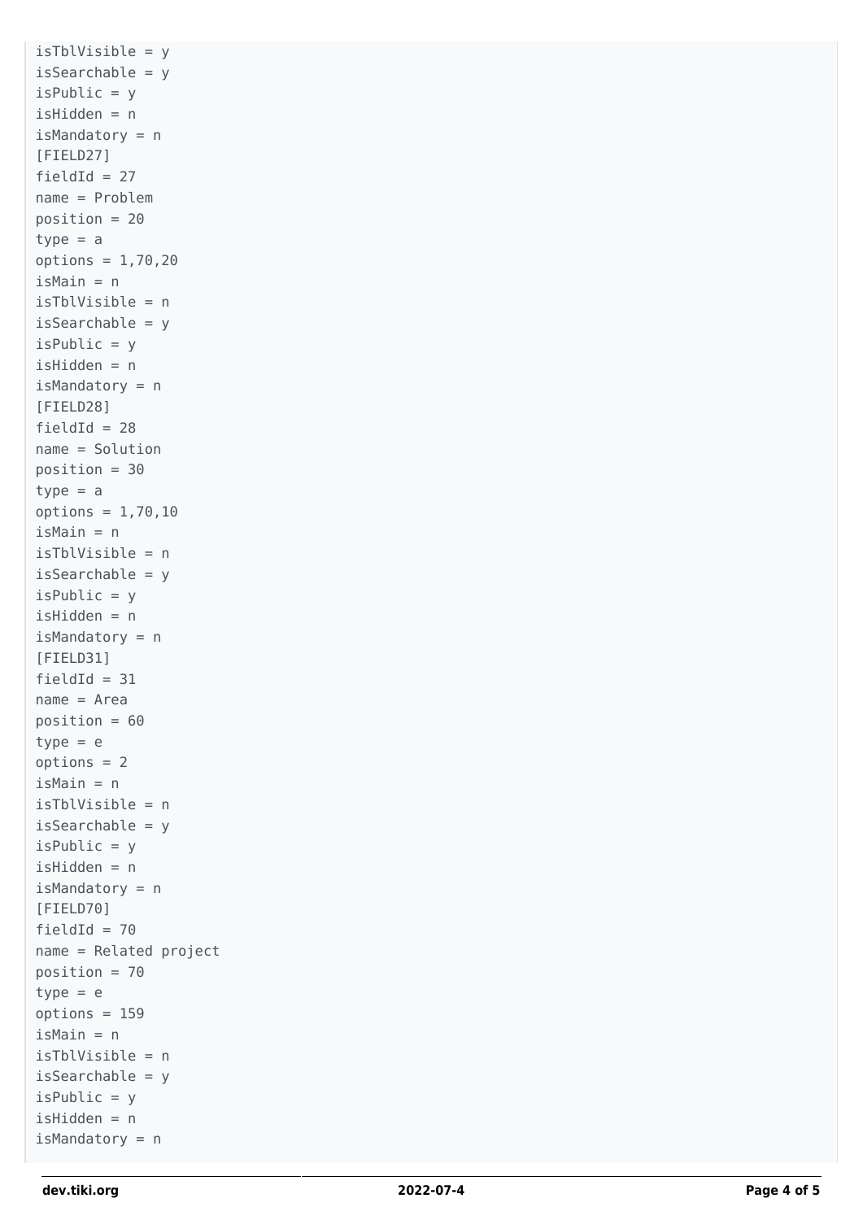```
isTblVisible = y
isSearchable = y
isPublic = y
isHidden = n
isMandatory = n
[FIELD27]
fieldId = 27
name = Problem
position = 20
type = a
options = 1,70,20
isMain = n
isTblVisible = n
isSearchable = y
isPublic = y
isHidden = n
isMandatory = n
[FIELD28]
fieldId = 28
name = Solution
position = 30
type = a
options = 1,70,10
isMain = n
isTblVisible = n
isSearchable = y
isPublic = y
isHidden = n
isMandatory = n
[FIELD31]
fieldId = 31
name = Area
position = 60
type = e
options = 2
isMain = n
isTblVisible = n
isSearchable = y
isPublic = y
isHidden = n
isMandatory = n
[FIELD70]
fieldId = 70
name = Related project
position = 70
type = e
options = 159
isMain = n
isTblVisible = n
isSearchable = y
isPublic = y
isHidden = n
isMandatory = n
```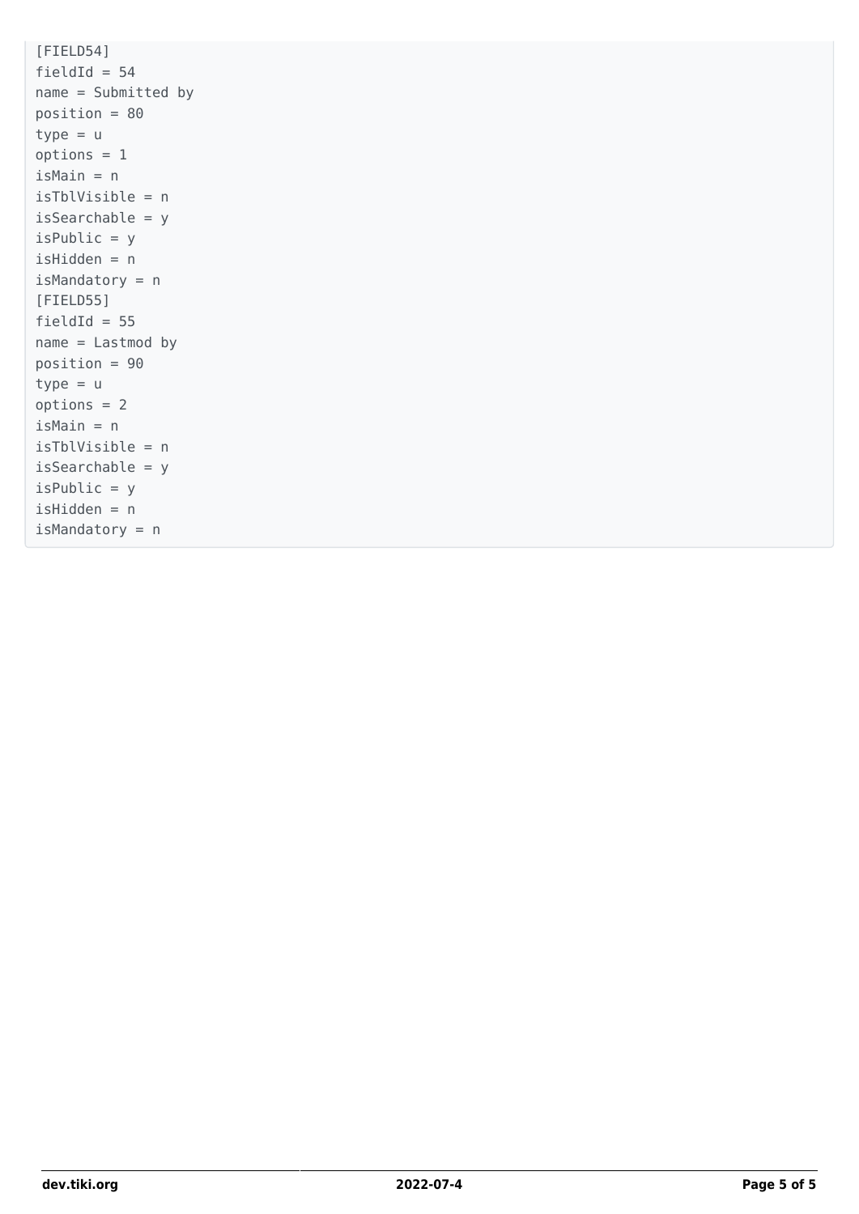```
[FIELD54]
fieldId = 54
name = Submitted by
position = 80
type = u
options = 1
isMain = n
isTblVisible = n
isSearchable = y
isPublic = y
isHidden = n
isMandatory = n
[FIELD55]
fieldId = 55
name = Lastmod by
position = 90
type = u
options = 2
isMain = n
isTblVisible = n
isSearchable = y
isPublic = y
isHidden = n
isMandatory = n
```